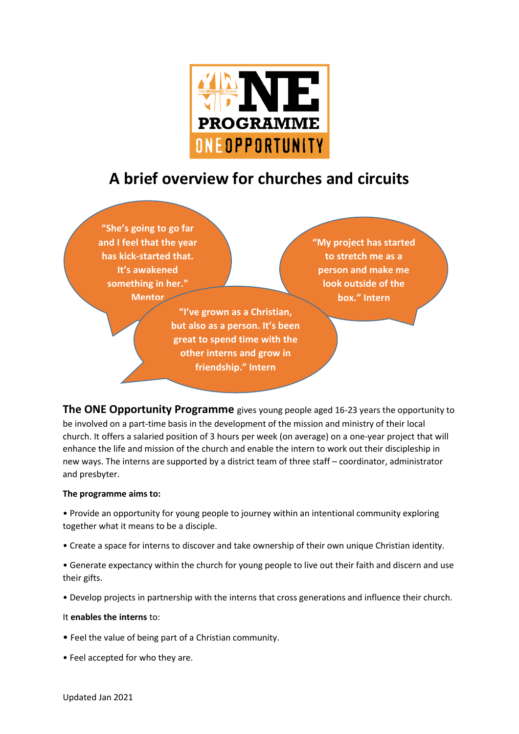# A brief overview for churches and circuits

"She's going to go far and I feel that the year has kick-started that. It's awakened something in her." Mentor

"My project has started to stretch me as a person and make me look outside of the box." Intern

"I've grown as a Christian, but also as a person. It's been great to spend time with the other interns and grow in friendship." Intern

**The ONE Opportunity Programme** gives young people aged 16-23 years the opportunity to be involved on a part-time basis in the development of the mission and ministry of their local church. It offers a salaried position of 3 hours per week (on average) on a one-year project that will enhance the life and mission of the church and enable the intern to work out their discipleship in new ways. The interns are supported by a district team of three staff – coordinator, administrator and presbyter.

**The programme aims to:**

- Provide an opportunity for young people to journey within an intentional community exploring together what it means to be a disciple.
- Create a space for interns to discover and take ownership of their own unique Christian identity.
- Generate expectancy within the church for young people to live out their faith and discern and use their gifts.
- Develop projects in partnership with the interns that cross generations and influence their church.

It **enables the interns** to:

- Feel the value of being part of a Christian community.
- Feel accepted for who they are.

Updated Jan 2021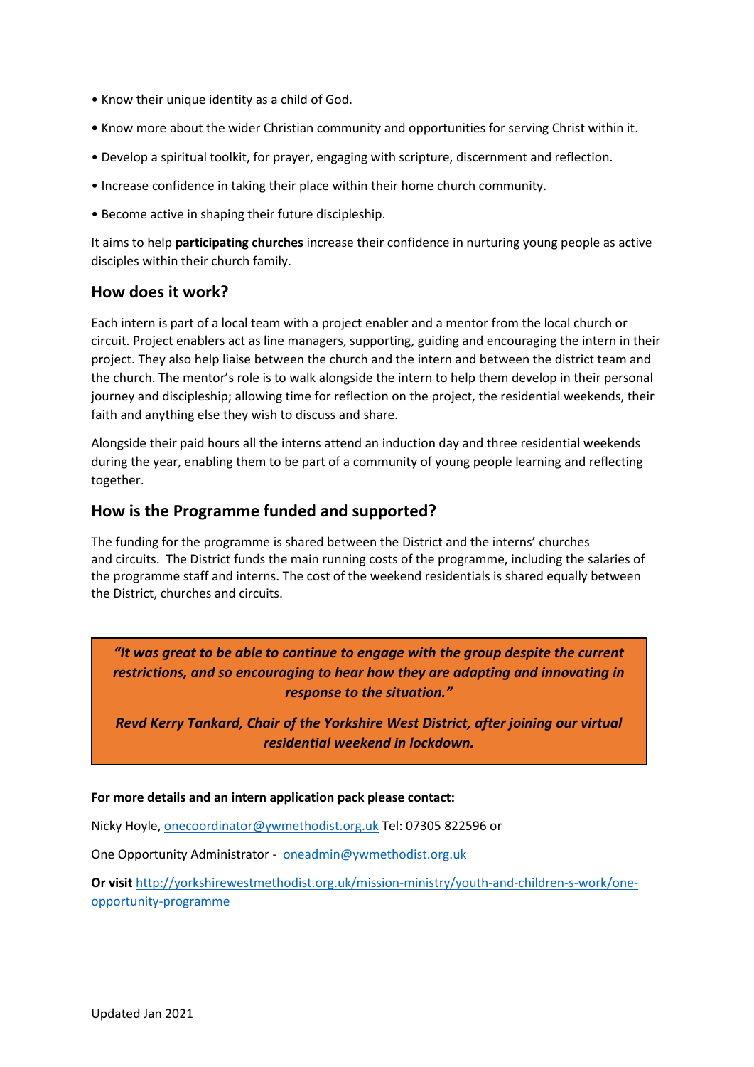- Know their unique identity as a child of God.
- Know more about the wider Christian community and opportunities for serving Christ within it.
- Develop a spiritual toolkit, for prayer, engaging with scripture, discernment and reflection.
- Increase confidence in taking their place within their home church community.
- Become active in shaping their future discipleship.

It aims to help **participating churches** increase their confidence in nurturing young people as active disciples within their church family.

## How does it work?

Each intern is part of a local team with a project enabler and a mentor from the local church or circuit. Project enablers act as line managers, supporting, guiding and encouraging the intern in their project. They also help liaise between the church and the intern and between the district team and the church. The mentor's role is to walk alongside the intern to help them develop in their personal journey and discipleship; allowing time for reflection on the project, the residential weekends, their faith and anything else they wish to discuss and share.

Alongside their paid hours all the interns attend an induction day and three residential weekends during the year, enabling them to be part of a community of young people learning and reflecting together.

## How is the Programme funded and supported?

The funding for the programme is shared between the District and the interns' churches and circuits. The District funds the main running costs of the programme, including the salaries of the programme staff and interns. The cost of the weekend residentials is shared equally between the District, churches and circuits.

> ***"It was great to be able to continue to engage with the group despite the current restrictions, and so encouraging to hear how they are adapting and innovating in response to the situation."***
>
> ***Revd Kerry Tankard, Chair of the Yorkshire West District, after joining our virtual residential weekend in lockdown.***

**For more details and an intern application pack please contact:**

Nicky Hoyle, onecoordinator@ywmethodist.org.uk Tel: 07305 822596 or

One Opportunity Administrator - oneadmin@ywmethodist.org.uk

**Or visit** http://yorkshirewestmethodist.org.uk/mission-ministry/youth-and-children-s-work/one-opportunity-programme

Updated Jan 2021